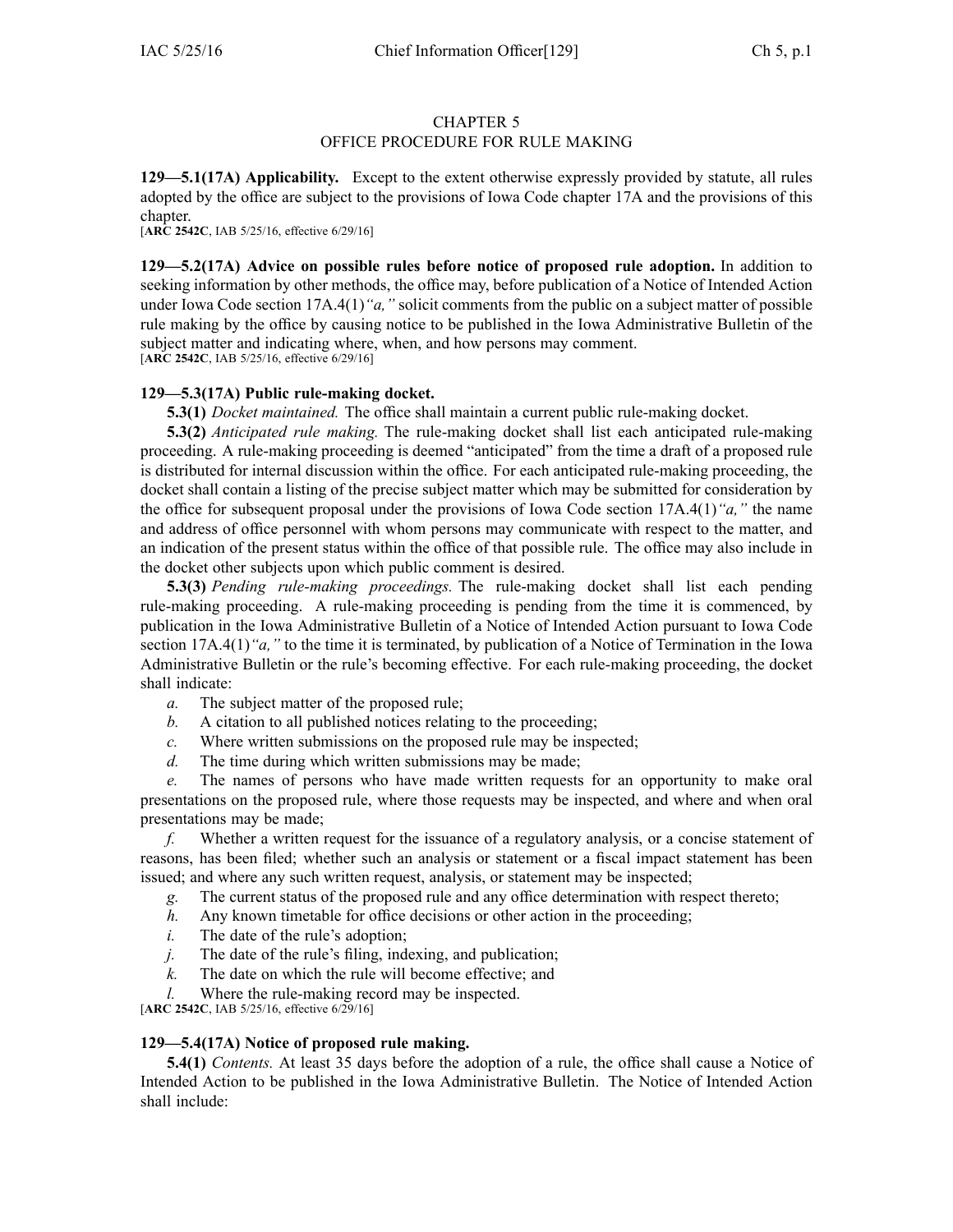# CHAPTER 5
# OFFICE PROCEDURE FOR RULE MAKING

**129—5.1(17A) Applicability.** Except to the extent otherwise expressly provided by statute, all rules adopted by the office are subject to the provisions of Iowa Code chapter 17A and the provisions of this chapter.
[**ARC 2542C**, IAB 5/25/16, effective 6/29/16]

**129—5.2(17A) Advice on possible rules before notice of proposed rule adoption.** In addition to seeking information by other methods, the office may, before publication of a Notice of Intended Action under Iowa Code section 17A.4(1)*"a,"* solicit comments from the public on a subject matter of possible rule making by the office by causing notice to be published in the Iowa Administrative Bulletin of the subject matter and indicating where, when, and how persons may comment.
[**ARC 2542C**, IAB 5/25/16, effective 6/29/16]

**129—5.3(17A) Public rule-making docket.**

**5.3(1)** *Docket maintained.* The office shall maintain a current public rule-making docket.

**5.3(2)** *Anticipated rule making.* The rule-making docket shall list each anticipated rule-making proceeding. A rule-making proceeding is deemed "anticipated" from the time a draft of a proposed rule is distributed for internal discussion within the office. For each anticipated rule-making proceeding, the docket shall contain a listing of the precise subject matter which may be submitted for consideration by the office for subsequent proposal under the provisions of Iowa Code section 17A.4(1)*"a,"* the name and address of office personnel with whom persons may communicate with respect to the matter, and an indication of the present status within the office of that possible rule. The office may also include in the docket other subjects upon which public comment is desired.

**5.3(3)** *Pending rule-making proceedings.* The rule-making docket shall list each pending rule-making proceeding. A rule-making proceeding is pending from the time it is commenced, by publication in the Iowa Administrative Bulletin of a Notice of Intended Action pursuant to Iowa Code section 17A.4(1)*"a,"* to the time it is terminated, by publication of a Notice of Termination in the Iowa Administrative Bulletin or the rule's becoming effective. For each rule-making proceeding, the docket shall indicate:

*a.* The subject matter of the proposed rule;

*b.* A citation to all published notices relating to the proceeding;

*c.* Where written submissions on the proposed rule may be inspected;

*d.* The time during which written submissions may be made;

*e.* The names of persons who have made written requests for an opportunity to make oral presentations on the proposed rule, where those requests may be inspected, and where and when oral presentations may be made;

*f.* Whether a written request for the issuance of a regulatory analysis, or a concise statement of reasons, has been filed; whether such an analysis or statement or a fiscal impact statement has been issued; and where any such written request, analysis, or statement may be inspected;

*g.* The current status of the proposed rule and any office determination with respect thereto;

*h.* Any known timetable for office decisions or other action in the proceeding;

*i.* The date of the rule's adoption;

*j.* The date of the rule's filing, indexing, and publication;

*k.* The date on which the rule will become effective; and

*l.* Where the rule-making record may be inspected.

[**ARC 2542C**, IAB 5/25/16, effective 6/29/16]

**129—5.4(17A) Notice of proposed rule making.**

**5.4(1)** *Contents.* At least 35 days before the adoption of a rule, the office shall cause a Notice of Intended Action to be published in the Iowa Administrative Bulletin. The Notice of Intended Action shall include: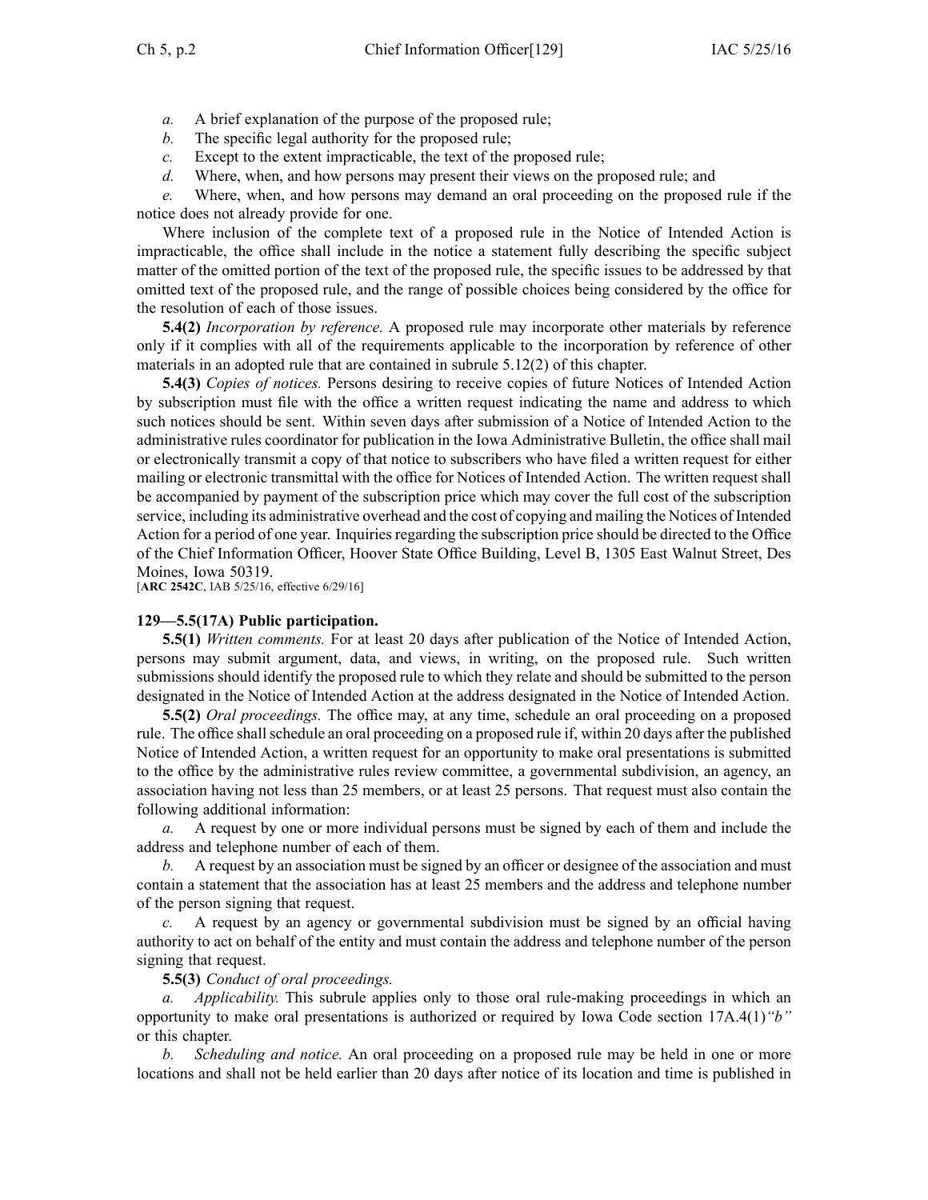*a.* A brief explanation of the purpose of the proposed rule;

*b.* The specific legal authority for the proposed rule;

*c.* Except to the extent impracticable, the text of the proposed rule;

*d.* Where, when, and how persons may present their views on the proposed rule; and

*e.* Where, when, and how persons may demand an oral proceeding on the proposed rule if the notice does not already provide for one.

Where inclusion of the complete text of a proposed rule in the Notice of Intended Action is impracticable, the office shall include in the notice a statement fully describing the specific subject matter of the omitted portion of the text of the proposed rule, the specific issues to be addressed by that omitted text of the proposed rule, and the range of possible choices being considered by the office for the resolution of each of those issues.

**5.4(2)** *Incorporation by reference.* A proposed rule may incorporate other materials by reference only if it complies with all of the requirements applicable to the incorporation by reference of other materials in an adopted rule that are contained in subrule 5.12(2) of this chapter.

**5.4(3)** *Copies of notices.* Persons desiring to receive copies of future Notices of Intended Action by subscription must file with the office a written request indicating the name and address to which such notices should be sent. Within seven days after submission of a Notice of Intended Action to the administrative rules coordinator for publication in the Iowa Administrative Bulletin, the office shall mail or electronically transmit a copy of that notice to subscribers who have filed a written request for either mailing or electronic transmittal with the office for Notices of Intended Action. The written request shall be accompanied by payment of the subscription price which may cover the full cost of the subscription service, including its administrative overhead and the cost of copying and mailing the Notices of Intended Action for a period of one year. Inquiries regarding the subscription price should be directed to the Office of the Chief Information Officer, Hoover State Office Building, Level B, 1305 East Walnut Street, Des Moines, Iowa 50319.

[**ARC 2542C**, IAB 5/25/16, effective 6/29/16]

**129—5.5(17A) Public participation.**

**5.5(1)** *Written comments.* For at least 20 days after publication of the Notice of Intended Action, persons may submit argument, data, and views, in writing, on the proposed rule. Such written submissions should identify the proposed rule to which they relate and should be submitted to the person designated in the Notice of Intended Action at the address designated in the Notice of Intended Action.

**5.5(2)** *Oral proceedings.* The office may, at any time, schedule an oral proceeding on a proposed rule. The office shall schedule an oral proceeding on a proposed rule if, within 20 days after the published Notice of Intended Action, a written request for an opportunity to make oral presentations is submitted to the office by the administrative rules review committee, a governmental subdivision, an agency, an association having not less than 25 members, or at least 25 persons. That request must also contain the following additional information:

*a.* A request by one or more individual persons must be signed by each of them and include the address and telephone number of each of them.

*b.* A request by an association must be signed by an officer or designee of the association and must contain a statement that the association has at least 25 members and the address and telephone number of the person signing that request.

*c.* A request by an agency or governmental subdivision must be signed by an official having authority to act on behalf of the entity and must contain the address and telephone number of the person signing that request.

**5.5(3)** *Conduct of oral proceedings.*

*a. Applicability.* This subrule applies only to those oral rule-making proceedings in which an opportunity to make oral presentations is authorized or required by Iowa Code section 17A.4(1)*"b"* or this chapter.

*b. Scheduling and notice.* An oral proceeding on a proposed rule may be held in one or more locations and shall not be held earlier than 20 days after notice of its location and time is published in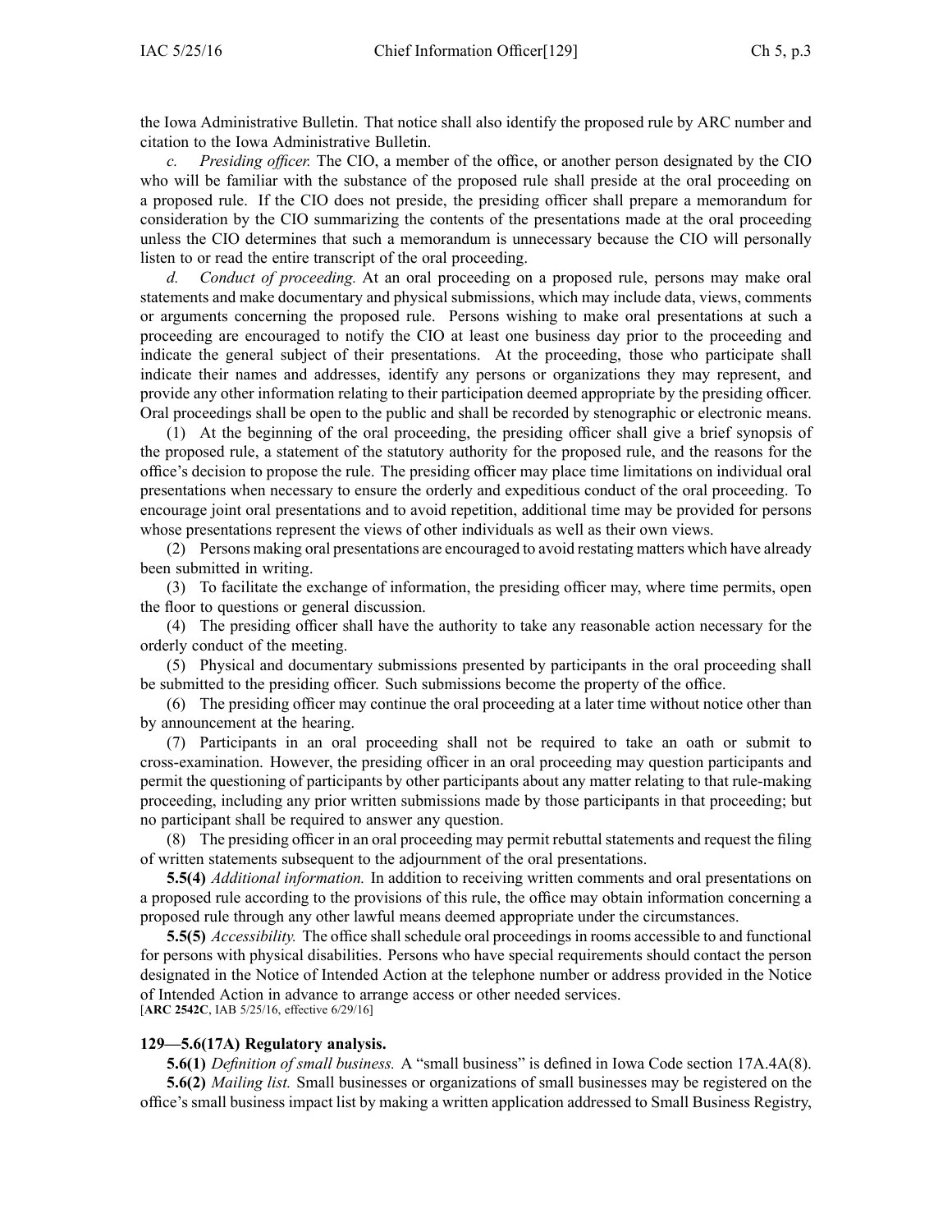the Iowa Administrative Bulletin. That notice shall also identify the proposed rule by ARC number and citation to the Iowa Administrative Bulletin.

*c. Presiding officer.* The CIO, a member of the office, or another person designated by the CIO who will be familiar with the substance of the proposed rule shall preside at the oral proceeding on a proposed rule. If the CIO does not preside, the presiding officer shall prepare a memorandum for consideration by the CIO summarizing the contents of the presentations made at the oral proceeding unless the CIO determines that such a memorandum is unnecessary because the CIO will personally listen to or read the entire transcript of the oral proceeding.

*d. Conduct of proceeding.* At an oral proceeding on a proposed rule, persons may make oral statements and make documentary and physical submissions, which may include data, views, comments or arguments concerning the proposed rule. Persons wishing to make oral presentations at such a proceeding are encouraged to notify the CIO at least one business day prior to the proceeding and indicate the general subject of their presentations. At the proceeding, those who participate shall indicate their names and addresses, identify any persons or organizations they may represent, and provide any other information relating to their participation deemed appropriate by the presiding officer. Oral proceedings shall be open to the public and shall be recorded by stenographic or electronic means.

(1) At the beginning of the oral proceeding, the presiding officer shall give a brief synopsis of the proposed rule, a statement of the statutory authority for the proposed rule, and the reasons for the office's decision to propose the rule. The presiding officer may place time limitations on individual oral presentations when necessary to ensure the orderly and expeditious conduct of the oral proceeding. To encourage joint oral presentations and to avoid repetition, additional time may be provided for persons whose presentations represent the views of other individuals as well as their own views.

(2) Persons making oral presentations are encouraged to avoid restating matters which have already been submitted in writing.

(3) To facilitate the exchange of information, the presiding officer may, where time permits, open the floor to questions or general discussion.

(4) The presiding officer shall have the authority to take any reasonable action necessary for the orderly conduct of the meeting.

(5) Physical and documentary submissions presented by participants in the oral proceeding shall be submitted to the presiding officer. Such submissions become the property of the office.

(6) The presiding officer may continue the oral proceeding at a later time without notice other than by announcement at the hearing.

(7) Participants in an oral proceeding shall not be required to take an oath or submit to cross-examination. However, the presiding officer in an oral proceeding may question participants and permit the questioning of participants by other participants about any matter relating to that rule-making proceeding, including any prior written submissions made by those participants in that proceeding; but no participant shall be required to answer any question.

(8) The presiding officer in an oral proceeding may permit rebuttal statements and request the filing of written statements subsequent to the adjournment of the oral presentations.

**5.5(4)** *Additional information.* In addition to receiving written comments and oral presentations on a proposed rule according to the provisions of this rule, the office may obtain information concerning a proposed rule through any other lawful means deemed appropriate under the circumstances.

**5.5(5)** *Accessibility.* The office shall schedule oral proceedings in rooms accessible to and functional for persons with physical disabilities. Persons who have special requirements should contact the person designated in the Notice of Intended Action at the telephone number or address provided in the Notice of Intended Action in advance to arrange access or other needed services.
[**ARC 2542C**, IAB 5/25/16, effective 6/29/16]

### 129—5.6(17A) Regulatory analysis.

**5.6(1)** *Definition of small business.* A "small business" is defined in Iowa Code section 17A.4A(8).

**5.6(2)** *Mailing list.* Small businesses or organizations of small businesses may be registered on the office's small business impact list by making a written application addressed to Small Business Registry,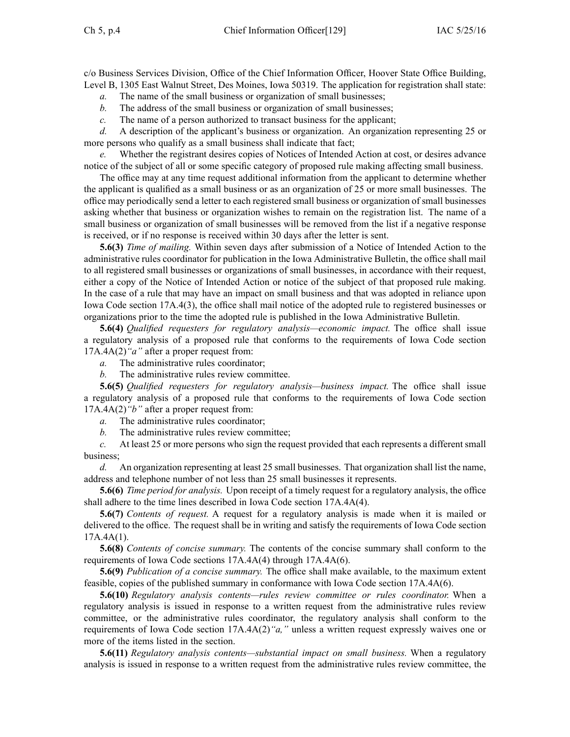c/o Business Services Division, Office of the Chief Information Officer, Hoover State Office Building, Level B, 1305 East Walnut Street, Des Moines, Iowa 50319. The application for registration shall state:

*a.* The name of the small business or organization of small businesses;

*b.* The address of the small business or organization of small businesses;

*c.* The name of a person authorized to transact business for the applicant;

*d.* A description of the applicant's business or organization. An organization representing 25 or more persons who qualify as a small business shall indicate that fact;

*e.* Whether the registrant desires copies of Notices of Intended Action at cost, or desires advance notice of the subject of all or some specific category of proposed rule making affecting small business.

The office may at any time request additional information from the applicant to determine whether the applicant is qualified as a small business or as an organization of 25 or more small businesses. The office may periodically send a letter to each registered small business or organization of small businesses asking whether that business or organization wishes to remain on the registration list. The name of a small business or organization of small businesses will be removed from the list if a negative response is received, or if no response is received within 30 days after the letter is sent.

**5.6(3)** *Time of mailing.* Within seven days after submission of a Notice of Intended Action to the administrative rules coordinator for publication in the Iowa Administrative Bulletin, the office shall mail to all registered small businesses or organizations of small businesses, in accordance with their request, either a copy of the Notice of Intended Action or notice of the subject of that proposed rule making. In the case of a rule that may have an impact on small business and that was adopted in reliance upon Iowa Code section 17A.4(3), the office shall mail notice of the adopted rule to registered businesses or organizations prior to the time the adopted rule is published in the Iowa Administrative Bulletin.

**5.6(4)** *Qualified requesters for regulatory analysis—economic impact.* The office shall issue a regulatory analysis of a proposed rule that conforms to the requirements of Iowa Code section 17A.4A(2)*"a"* after a proper request from:

*a.* The administrative rules coordinator;

*b.* The administrative rules review committee.

**5.6(5)** *Qualified requesters for regulatory analysis—business impact.* The office shall issue a regulatory analysis of a proposed rule that conforms to the requirements of Iowa Code section 17A.4A(2)*"b"* after a proper request from:

*a.* The administrative rules coordinator;

*b.* The administrative rules review committee;

*c.* At least 25 or more persons who sign the request provided that each represents a different small business;

*d.* An organization representing at least 25 small businesses. That organization shall list the name, address and telephone number of not less than 25 small businesses it represents.

**5.6(6)** *Time period for analysis.* Upon receipt of a timely request for a regulatory analysis, the office shall adhere to the time lines described in Iowa Code section 17A.4A(4).

**5.6(7)** *Contents of request.* A request for a regulatory analysis is made when it is mailed or delivered to the office. The request shall be in writing and satisfy the requirements of Iowa Code section 17A.4A(1).

**5.6(8)** *Contents of concise summary.* The contents of the concise summary shall conform to the requirements of Iowa Code sections 17A.4A(4) through 17A.4A(6).

**5.6(9)** *Publication of a concise summary.* The office shall make available, to the maximum extent feasible, copies of the published summary in conformance with Iowa Code section 17A.4A(6).

**5.6(10)** *Regulatory analysis contents—rules review committee or rules coordinator.* When a regulatory analysis is issued in response to a written request from the administrative rules review committee, or the administrative rules coordinator, the regulatory analysis shall conform to the requirements of Iowa Code section 17A.4A(2)*"a,"* unless a written request expressly waives one or more of the items listed in the section.

**5.6(11)** *Regulatory analysis contents—substantial impact on small business.* When a regulatory analysis is issued in response to a written request from the administrative rules review committee, the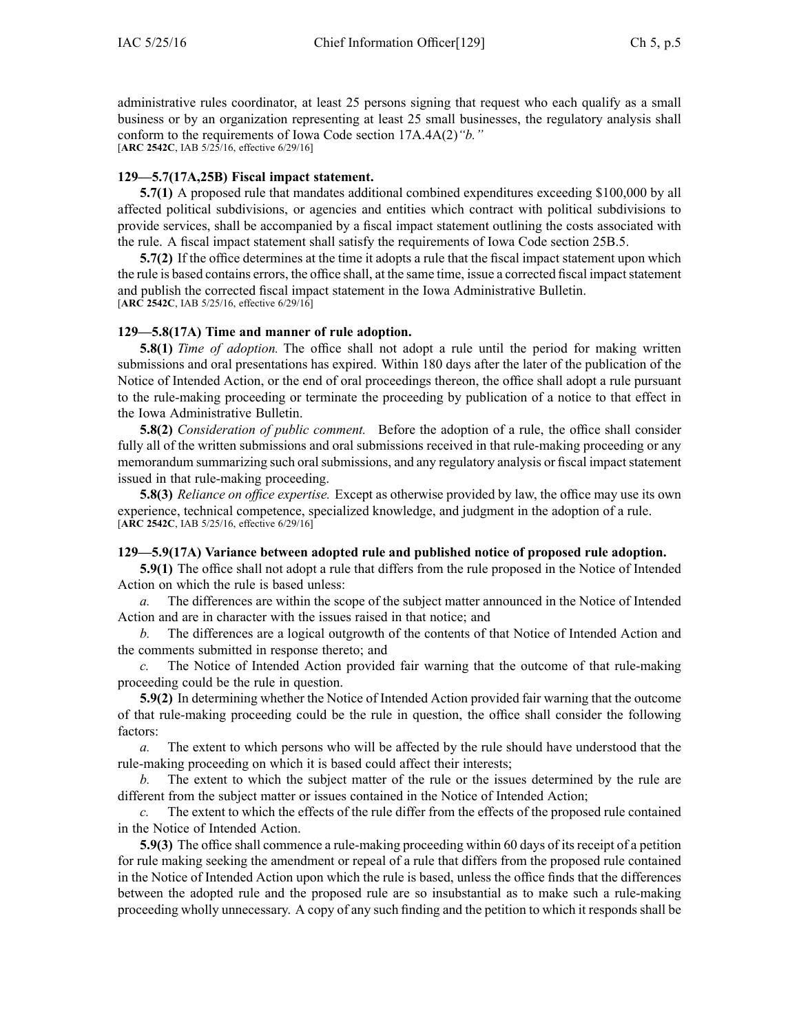administrative rules coordinator, at least 25 persons signing that request who each qualify as a small business or by an organization representing at least 25 small businesses, the regulatory analysis shall conform to the requirements of Iowa Code section 17A.4A(2)*"b."*
[**ARC 2542C**, IAB 5/25/16, effective 6/29/16]

**129—5.7(17A,25B) Fiscal impact statement.**

**5.7(1)** A proposed rule that mandates additional combined expenditures exceeding $100,000 by all affected political subdivisions, or agencies and entities which contract with political subdivisions to provide services, shall be accompanied by a fiscal impact statement outlining the costs associated with the rule. A fiscal impact statement shall satisfy the requirements of Iowa Code section 25B.5.

**5.7(2)** If the office determines at the time it adopts a rule that the fiscal impact statement upon which the rule is based contains errors, the office shall, at the same time, issue a corrected fiscal impact statement and publish the corrected fiscal impact statement in the Iowa Administrative Bulletin.
[**ARC 2542C**, IAB 5/25/16, effective 6/29/16]

**129—5.8(17A) Time and manner of rule adoption.**

**5.8(1)** *Time of adoption.* The office shall not adopt a rule until the period for making written submissions and oral presentations has expired. Within 180 days after the later of the publication of the Notice of Intended Action, or the end of oral proceedings thereon, the office shall adopt a rule pursuant to the rule-making proceeding or terminate the proceeding by publication of a notice to that effect in the Iowa Administrative Bulletin.

**5.8(2)** *Consideration of public comment.* Before the adoption of a rule, the office shall consider fully all of the written submissions and oral submissions received in that rule-making proceeding or any memorandum summarizing such oral submissions, and any regulatory analysis or fiscal impact statement issued in that rule-making proceeding.

**5.8(3)** *Reliance on office expertise.* Except as otherwise provided by law, the office may use its own experience, technical competence, specialized knowledge, and judgment in the adoption of a rule.
[**ARC 2542C**, IAB 5/25/16, effective 6/29/16]

**129—5.9(17A) Variance between adopted rule and published notice of proposed rule adoption.**

**5.9(1)** The office shall not adopt a rule that differs from the rule proposed in the Notice of Intended Action on which the rule is based unless:

*a.* The differences are within the scope of the subject matter announced in the Notice of Intended Action and are in character with the issues raised in that notice; and

*b.* The differences are a logical outgrowth of the contents of that Notice of Intended Action and the comments submitted in response thereto; and

*c.* The Notice of Intended Action provided fair warning that the outcome of that rule-making proceeding could be the rule in question.

**5.9(2)** In determining whether the Notice of Intended Action provided fair warning that the outcome of that rule-making proceeding could be the rule in question, the office shall consider the following factors:

*a.* The extent to which persons who will be affected by the rule should have understood that the rule-making proceeding on which it is based could affect their interests;

*b.* The extent to which the subject matter of the rule or the issues determined by the rule are different from the subject matter or issues contained in the Notice of Intended Action;

*c.* The extent to which the effects of the rule differ from the effects of the proposed rule contained in the Notice of Intended Action.

**5.9(3)** The office shall commence a rule-making proceeding within 60 days of its receipt of a petition for rule making seeking the amendment or repeal of a rule that differs from the proposed rule contained in the Notice of Intended Action upon which the rule is based, unless the office finds that the differences between the adopted rule and the proposed rule are so insubstantial as to make such a rule-making proceeding wholly unnecessary. A copy of any such finding and the petition to which it responds shall be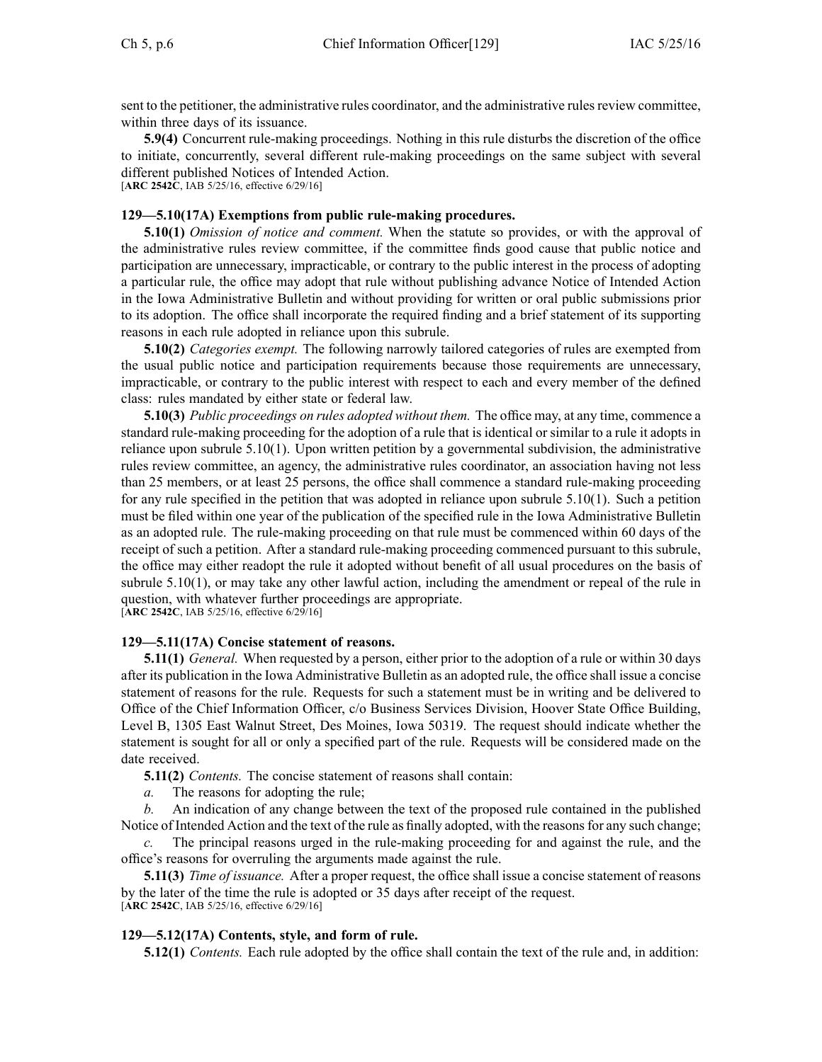sent to the petitioner, the administrative rules coordinator, and the administrative rules review committee, within three days of its issuance.

**5.9(4)** Concurrent rule-making proceedings. Nothing in this rule disturbs the discretion of the office to initiate, concurrently, several different rule-making proceedings on the same subject with several different published Notices of Intended Action.
[**ARC 2542C**, IAB 5/25/16, effective 6/29/16]

### 129—5.10(17A) Exemptions from public rule-making procedures.

**5.10(1)** *Omission of notice and comment.* When the statute so provides, or with the approval of the administrative rules review committee, if the committee finds good cause that public notice and participation are unnecessary, impracticable, or contrary to the public interest in the process of adopting a particular rule, the office may adopt that rule without publishing advance Notice of Intended Action in the Iowa Administrative Bulletin and without providing for written or oral public submissions prior to its adoption. The office shall incorporate the required finding and a brief statement of its supporting reasons in each rule adopted in reliance upon this subrule.

**5.10(2)** *Categories exempt.* The following narrowly tailored categories of rules are exempted from the usual public notice and participation requirements because those requirements are unnecessary, impracticable, or contrary to the public interest with respect to each and every member of the defined class: rules mandated by either state or federal law.

**5.10(3)** *Public proceedings on rules adopted without them.* The office may, at any time, commence a standard rule-making proceeding for the adoption of a rule that is identical or similar to a rule it adopts in reliance upon subrule 5.10(1). Upon written petition by a governmental subdivision, the administrative rules review committee, an agency, the administrative rules coordinator, an association having not less than 25 members, or at least 25 persons, the office shall commence a standard rule-making proceeding for any rule specified in the petition that was adopted in reliance upon subrule 5.10(1). Such a petition must be filed within one year of the publication of the specified rule in the Iowa Administrative Bulletin as an adopted rule. The rule-making proceeding on that rule must be commenced within 60 days of the receipt of such a petition. After a standard rule-making proceeding commenced pursuant to this subrule, the office may either readopt the rule it adopted without benefit of all usual procedures on the basis of subrule 5.10(1), or may take any other lawful action, including the amendment or repeal of the rule in question, with whatever further proceedings are appropriate.
[**ARC 2542C**, IAB 5/25/16, effective 6/29/16]

### 129—5.11(17A) Concise statement of reasons.

**5.11(1)** *General.* When requested by a person, either prior to the adoption of a rule or within 30 days after its publication in the Iowa Administrative Bulletin as an adopted rule, the office shall issue a concise statement of reasons for the rule. Requests for such a statement must be in writing and be delivered to Office of the Chief Information Officer, c/o Business Services Division, Hoover State Office Building, Level B, 1305 East Walnut Street, Des Moines, Iowa 50319. The request should indicate whether the statement is sought for all or only a specified part of the rule. Requests will be considered made on the date received.

**5.11(2)** *Contents.* The concise statement of reasons shall contain:

*a.* The reasons for adopting the rule;

*b.* An indication of any change between the text of the proposed rule contained in the published Notice of Intended Action and the text of the rule as finally adopted, with the reasons for any such change;

*c.* The principal reasons urged in the rule-making proceeding for and against the rule, and the office's reasons for overruling the arguments made against the rule.

**5.11(3)** *Time of issuance.* After a proper request, the office shall issue a concise statement of reasons by the later of the time the rule is adopted or 35 days after receipt of the request.
[**ARC 2542C**, IAB 5/25/16, effective 6/29/16]

### 129—5.12(17A) Contents, style, and form of rule.

**5.12(1)** *Contents.* Each rule adopted by the office shall contain the text of the rule and, in addition: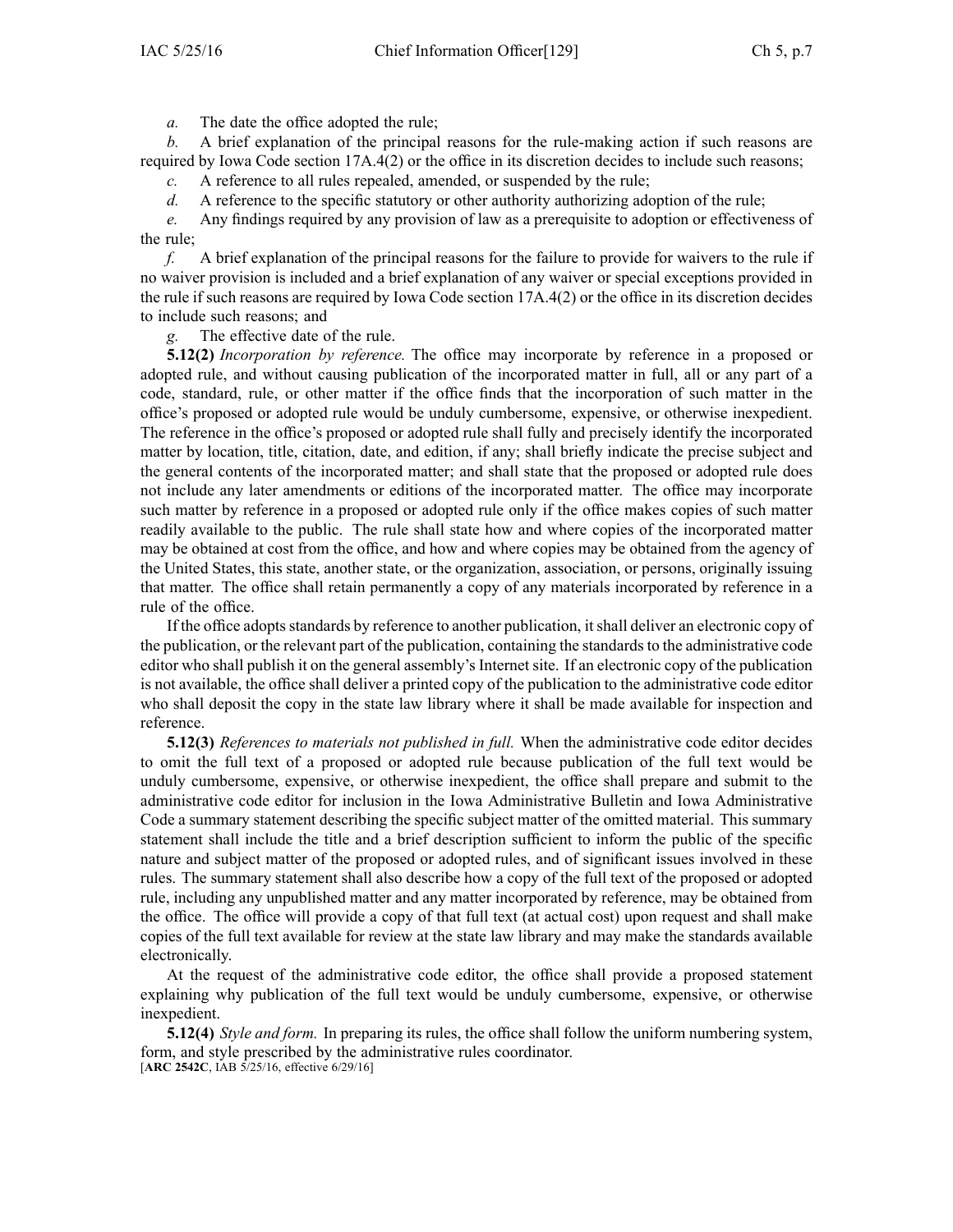*a.* The date the office adopted the rule;

*b.* A brief explanation of the principal reasons for the rule-making action if such reasons are required by Iowa Code section 17A.4(2) or the office in its discretion decides to include such reasons;

*c.* A reference to all rules repealed, amended, or suspended by the rule;

*d.* A reference to the specific statutory or other authority authorizing adoption of the rule;

*e.* Any findings required by any provision of law as a prerequisite to adoption or effectiveness of the rule;

*f.* A brief explanation of the principal reasons for the failure to provide for waivers to the rule if no waiver provision is included and a brief explanation of any waiver or special exceptions provided in the rule if such reasons are required by Iowa Code section 17A.4(2) or the office in its discretion decides to include such reasons; and

*g.* The effective date of the rule.

**5.12(2)** *Incorporation by reference.* The office may incorporate by reference in a proposed or adopted rule, and without causing publication of the incorporated matter in full, all or any part of a code, standard, rule, or other matter if the office finds that the incorporation of such matter in the office's proposed or adopted rule would be unduly cumbersome, expensive, or otherwise inexpedient. The reference in the office's proposed or adopted rule shall fully and precisely identify the incorporated matter by location, title, citation, date, and edition, if any; shall briefly indicate the precise subject and the general contents of the incorporated matter; and shall state that the proposed or adopted rule does not include any later amendments or editions of the incorporated matter. The office may incorporate such matter by reference in a proposed or adopted rule only if the office makes copies of such matter readily available to the public. The rule shall state how and where copies of the incorporated matter may be obtained at cost from the office, and how and where copies may be obtained from the agency of the United States, this state, another state, or the organization, association, or persons, originally issuing that matter. The office shall retain permanently a copy of any materials incorporated by reference in a rule of the office.

If the office adopts standards by reference to another publication, it shall deliver an electronic copy of the publication, or the relevant part of the publication, containing the standards to the administrative code editor who shall publish it on the general assembly's Internet site. If an electronic copy of the publication is not available, the office shall deliver a printed copy of the publication to the administrative code editor who shall deposit the copy in the state law library where it shall be made available for inspection and reference.

**5.12(3)** *References to materials not published in full.* When the administrative code editor decides to omit the full text of a proposed or adopted rule because publication of the full text would be unduly cumbersome, expensive, or otherwise inexpedient, the office shall prepare and submit to the administrative code editor for inclusion in the Iowa Administrative Bulletin and Iowa Administrative Code a summary statement describing the specific subject matter of the omitted material. This summary statement shall include the title and a brief description sufficient to inform the public of the specific nature and subject matter of the proposed or adopted rules, and of significant issues involved in these rules. The summary statement shall also describe how a copy of the full text of the proposed or adopted rule, including any unpublished matter and any matter incorporated by reference, may be obtained from the office. The office will provide a copy of that full text (at actual cost) upon request and shall make copies of the full text available for review at the state law library and may make the standards available electronically.

At the request of the administrative code editor, the office shall provide a proposed statement explaining why publication of the full text would be unduly cumbersome, expensive, or otherwise inexpedient.

**5.12(4)** *Style and form.* In preparing its rules, the office shall follow the uniform numbering system, form, and style prescribed by the administrative rules coordinator.

[**ARC 2542C**, IAB 5/25/16, effective 6/29/16]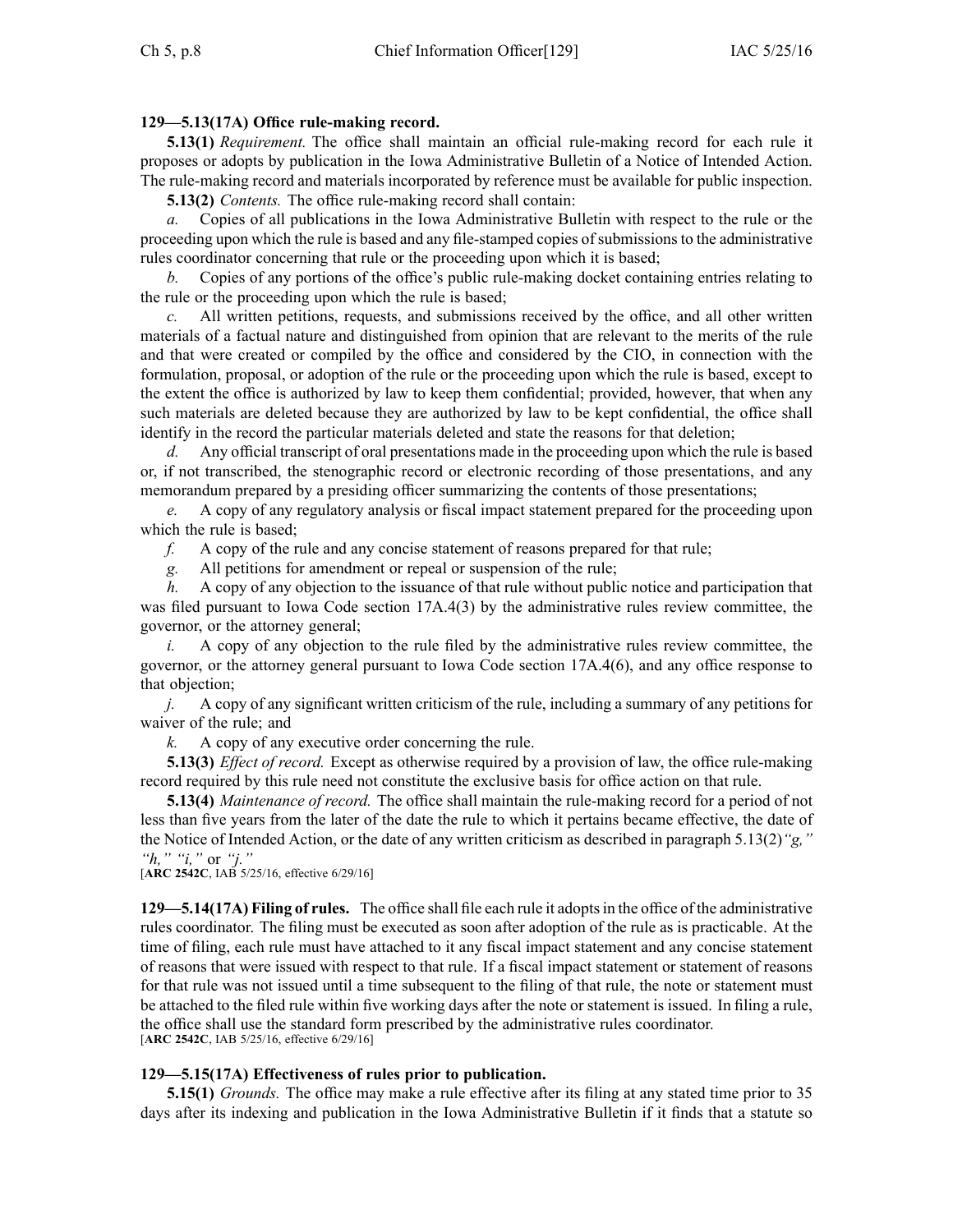**129—5.13(17A) Office rule-making record.**

**5.13(1)** *Requirement.* The office shall maintain an official rule-making record for each rule it proposes or adopts by publication in the Iowa Administrative Bulletin of a Notice of Intended Action. The rule-making record and materials incorporated by reference must be available for public inspection.

**5.13(2)** *Contents.* The office rule-making record shall contain:

*a.* Copies of all publications in the Iowa Administrative Bulletin with respect to the rule or the proceeding upon which the rule is based and any file-stamped copies of submissions to the administrative rules coordinator concerning that rule or the proceeding upon which it is based;

*b.* Copies of any portions of the office's public rule-making docket containing entries relating to the rule or the proceeding upon which the rule is based;

*c.* All written petitions, requests, and submissions received by the office, and all other written materials of a factual nature and distinguished from opinion that are relevant to the merits of the rule and that were created or compiled by the office and considered by the CIO, in connection with the formulation, proposal, or adoption of the rule or the proceeding upon which the rule is based, except to the extent the office is authorized by law to keep them confidential; provided, however, that when any such materials are deleted because they are authorized by law to be kept confidential, the office shall identify in the record the particular materials deleted and state the reasons for that deletion;

*d.* Any official transcript of oral presentations made in the proceeding upon which the rule is based or, if not transcribed, the stenographic record or electronic recording of those presentations, and any memorandum prepared by a presiding officer summarizing the contents of those presentations;

*e.* A copy of any regulatory analysis or fiscal impact statement prepared for the proceeding upon which the rule is based;

*f.* A copy of the rule and any concise statement of reasons prepared for that rule;

*g.* All petitions for amendment or repeal or suspension of the rule;

*h.* A copy of any objection to the issuance of that rule without public notice and participation that was filed pursuant to Iowa Code section 17A.4(3) by the administrative rules review committee, the governor, or the attorney general;

*i.* A copy of any objection to the rule filed by the administrative rules review committee, the governor, or the attorney general pursuant to Iowa Code section 17A.4(6), and any office response to that objection;

*j.* A copy of any significant written criticism of the rule, including a summary of any petitions for waiver of the rule; and

*k.* A copy of any executive order concerning the rule.

**5.13(3)** *Effect of record.* Except as otherwise required by a provision of law, the office rule-making record required by this rule need not constitute the exclusive basis for office action on that rule.

**5.13(4)** *Maintenance of record.* The office shall maintain the rule-making record for a period of not less than five years from the later of the date the rule to which it pertains became effective, the date of the Notice of Intended Action, or the date of any written criticism as described in paragraph 5.13(2)*"g," "h," "i,"* or *"j."*

[**ARC 2542C**, IAB 5/25/16, effective 6/29/16]

**129—5.14(17A) Filing of rules.** The office shall file each rule it adopts in the office of the administrative rules coordinator. The filing must be executed as soon after adoption of the rule as is practicable. At the time of filing, each rule must have attached to it any fiscal impact statement and any concise statement of reasons that were issued with respect to that rule. If a fiscal impact statement or statement of reasons for that rule was not issued until a time subsequent to the filing of that rule, the note or statement must be attached to the filed rule within five working days after the note or statement is issued. In filing a rule, the office shall use the standard form prescribed by the administrative rules coordinator.

[**ARC 2542C**, IAB 5/25/16, effective 6/29/16]

**129—5.15(17A) Effectiveness of rules prior to publication.**

**5.15(1)** *Grounds.* The office may make a rule effective after its filing at any stated time prior to 35 days after its indexing and publication in the Iowa Administrative Bulletin if it finds that a statute so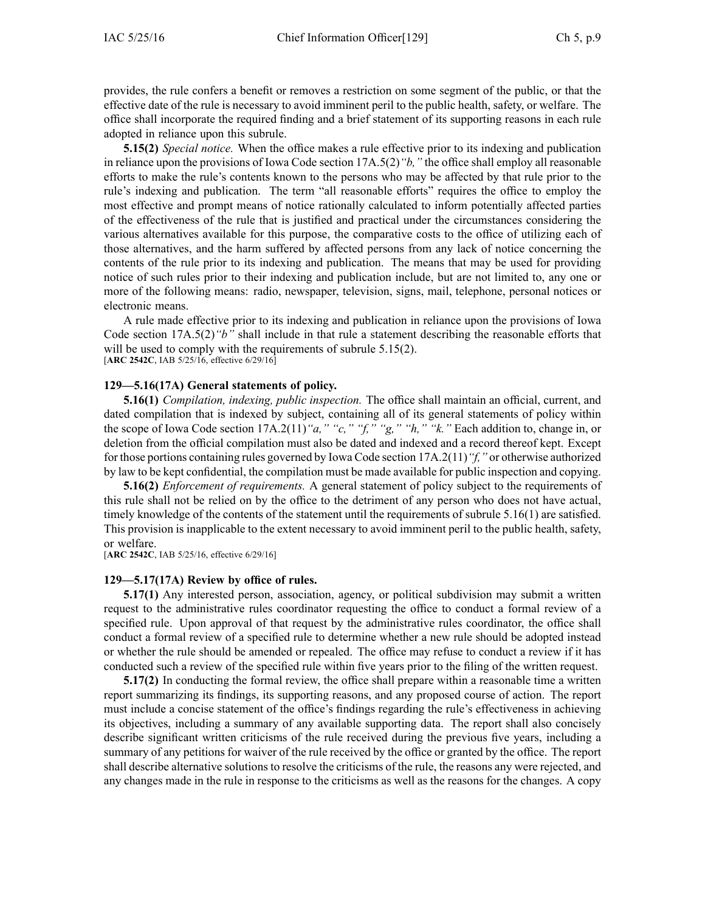provides, the rule confers a benefit or removes a restriction on some segment of the public, or that the effective date of the rule is necessary to avoid imminent peril to the public health, safety, or welfare. The office shall incorporate the required finding and a brief statement of its supporting reasons in each rule adopted in reliance upon this subrule.

**5.15(2)** *Special notice.* When the office makes a rule effective prior to its indexing and publication in reliance upon the provisions of Iowa Code section 17A.5(2)*"b,"* the office shall employ all reasonable efforts to make the rule's contents known to the persons who may be affected by that rule prior to the rule's indexing and publication. The term "all reasonable efforts" requires the office to employ the most effective and prompt means of notice rationally calculated to inform potentially affected parties of the effectiveness of the rule that is justified and practical under the circumstances considering the various alternatives available for this purpose, the comparative costs to the office of utilizing each of those alternatives, and the harm suffered by affected persons from any lack of notice concerning the contents of the rule prior to its indexing and publication. The means that may be used for providing notice of such rules prior to their indexing and publication include, but are not limited to, any one or more of the following means: radio, newspaper, television, signs, mail, telephone, personal notices or electronic means.

A rule made effective prior to its indexing and publication in reliance upon the provisions of Iowa Code section 17A.5(2)*"b"* shall include in that rule a statement describing the reasonable efforts that will be used to comply with the requirements of subrule 5.15(2).

[**ARC 2542C**, IAB 5/25/16, effective 6/29/16]

**129—5.16(17A) General statements of policy.**

**5.16(1)** *Compilation, indexing, public inspection.* The office shall maintain an official, current, and dated compilation that is indexed by subject, containing all of its general statements of policy within the scope of Iowa Code section 17A.2(11)*"a," "c," "f," "g," "h," "k."* Each addition to, change in, or deletion from the official compilation must also be dated and indexed and a record thereof kept. Except for those portions containing rules governed by Iowa Code section 17A.2(11)*"f,"* or otherwise authorized by law to be kept confidential, the compilation must be made available for public inspection and copying.

**5.16(2)** *Enforcement of requirements.* A general statement of policy subject to the requirements of this rule shall not be relied on by the office to the detriment of any person who does not have actual, timely knowledge of the contents of the statement until the requirements of subrule 5.16(1) are satisfied. This provision is inapplicable to the extent necessary to avoid imminent peril to the public health, safety, or welfare.

[**ARC 2542C**, IAB 5/25/16, effective 6/29/16]

**129—5.17(17A) Review by office of rules.**

**5.17(1)** Any interested person, association, agency, or political subdivision may submit a written request to the administrative rules coordinator requesting the office to conduct a formal review of a specified rule. Upon approval of that request by the administrative rules coordinator, the office shall conduct a formal review of a specified rule to determine whether a new rule should be adopted instead or whether the rule should be amended or repealed. The office may refuse to conduct a review if it has conducted such a review of the specified rule within five years prior to the filing of the written request.

**5.17(2)** In conducting the formal review, the office shall prepare within a reasonable time a written report summarizing its findings, its supporting reasons, and any proposed course of action. The report must include a concise statement of the office's findings regarding the rule's effectiveness in achieving its objectives, including a summary of any available supporting data. The report shall also concisely describe significant written criticisms of the rule received during the previous five years, including a summary of any petitions for waiver of the rule received by the office or granted by the office. The report shall describe alternative solutions to resolve the criticisms of the rule, the reasons any were rejected, and any changes made in the rule in response to the criticisms as well as the reasons for the changes. A copy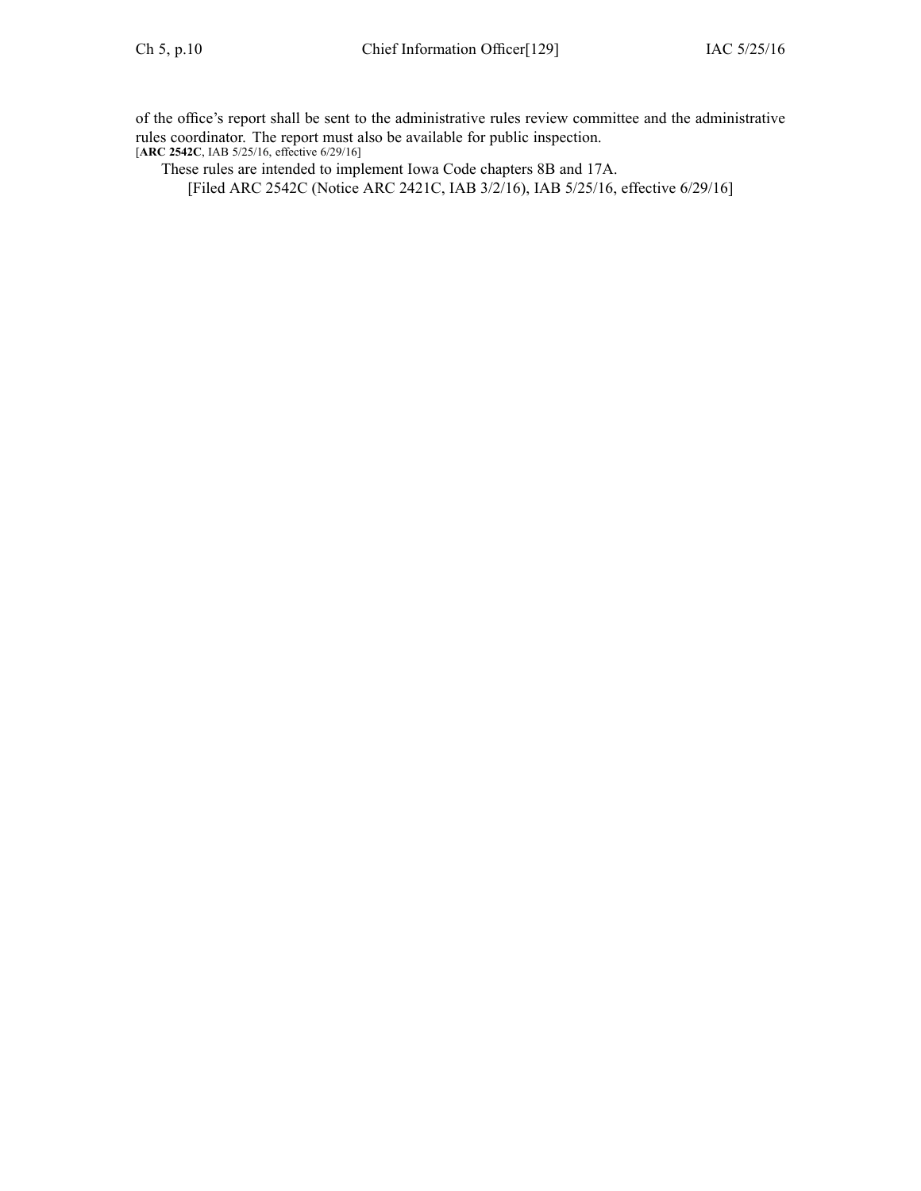of the office's report shall be sent to the administrative rules review committee and the administrative rules coordinator. The report must also be available for public inspection.
[**ARC 2542C**, IAB 5/25/16, effective 6/29/16]

These rules are intended to implement Iowa Code chapters 8B and 17A.

[Filed ARC 2542C (Notice ARC 2421C, IAB 3/2/16), IAB 5/25/16, effective 6/29/16]